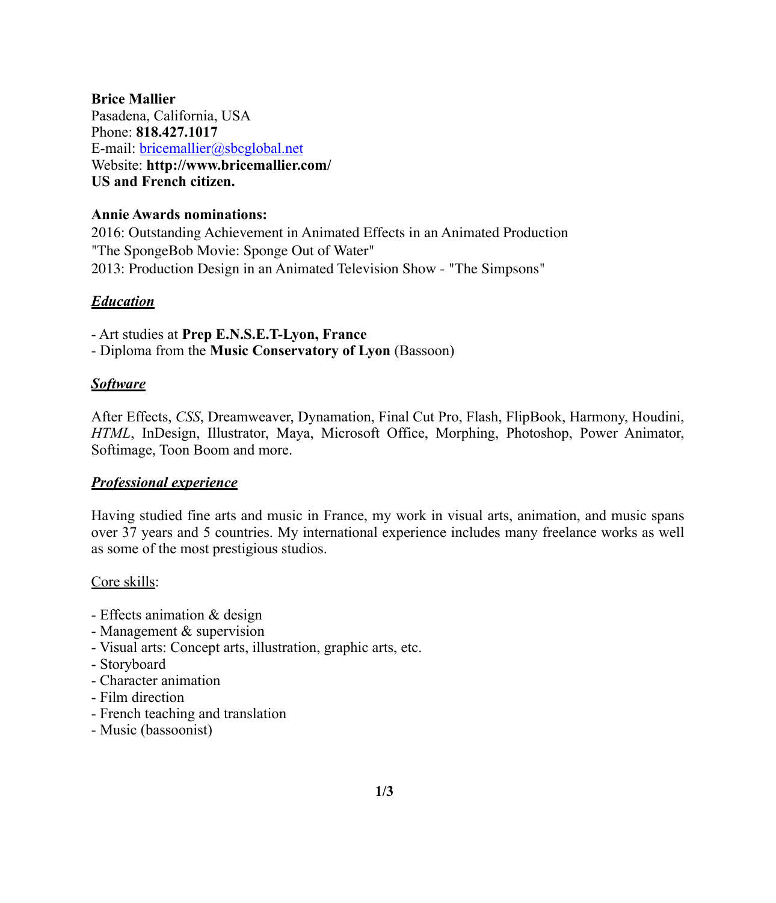**Brice Mallier**
Pasadena, California, USA
Phone: **818.427.1017**
E-mail: bricemallier@sbcglobal.net
Website: **http://www.bricemallier.com/**
**US and French citizen.**

**Annie Awards nominations:**
2016: Outstanding Achievement in Animated Effects in an Animated Production
"The SpongeBob Movie: Sponge Out of Water"
2013: Production Design in an Animated Television Show - "The Simpsons"

## ***Education***

- Art studies at **Prep E.N.S.E.T-Lyon, France**
- Diploma from the **Music Conservatory of Lyon** (Bassoon)

## ***Software***

After Effects, *CSS*, Dreamweaver, Dynamation, Final Cut Pro, Flash, FlipBook, Harmony, Houdini, *HTML*, InDesign, Illustrator, Maya, Microsoft Office, Morphing, Photoshop, Power Animator, Softimage, Toon Boom and more.

## ***Professional experience***

Having studied fine arts and music in France, my work in visual arts, animation, and music spans over 37 years and 5 countries. My international experience includes many freelance works as well as some of the most prestigious studios.

Core skills:

- Effects animation & design
- Management & supervision
- Visual arts: Concept arts, illustration, graphic arts, etc.
- Storyboard
- Character animation
- Film direction
- French teaching and translation
- Music (bassoonist)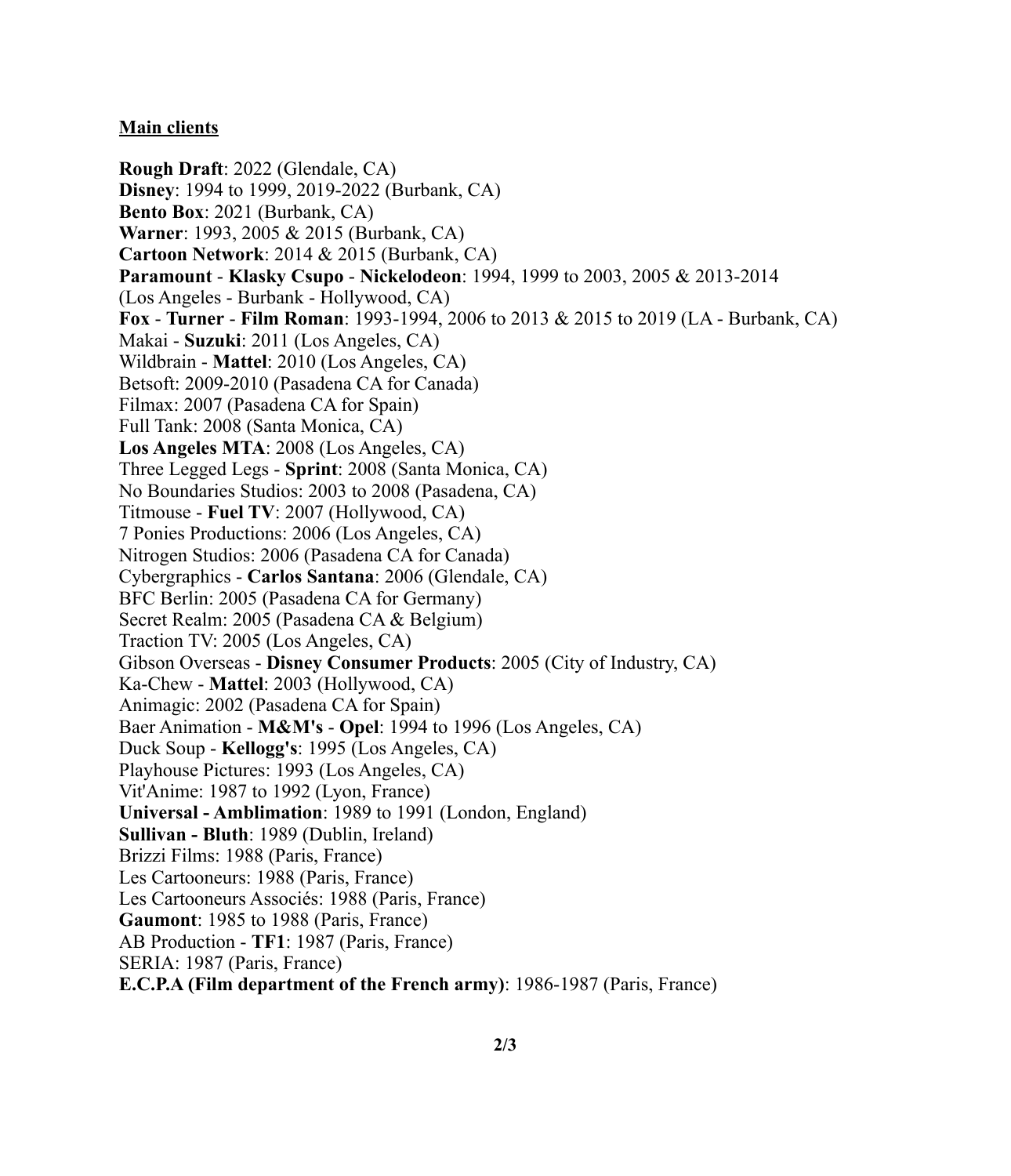**Main clients**

**Rough Draft**: 2022 (Glendale, CA)
**Disney**: 1994 to 1999, 2019-2022 (Burbank, CA)
**Bento Box**: 2021 (Burbank, CA)
**Warner**: 1993, 2005 & 2015 (Burbank, CA)
**Cartoon Network**: 2014 & 2015 (Burbank, CA)
**Paramount** - **Klasky Csupo** - **Nickelodeon**: 1994, 1999 to 2003, 2005 & 2013-2014 (Los Angeles - Burbank - Hollywood, CA)
**Fox** - **Turner** - **Film Roman**: 1993-1994, 2006 to 2013 & 2015 to 2019 (LA - Burbank, CA)
Makai - **Suzuki**: 2011 (Los Angeles, CA)
Wildbrain - **Mattel**: 2010 (Los Angeles, CA)
Betsoft: 2009-2010 (Pasadena CA for Canada)
Filmax: 2007 (Pasadena CA for Spain)
Full Tank: 2008 (Santa Monica, CA)
**Los Angeles MTA**: 2008 (Los Angeles, CA)
Three Legged Legs - **Sprint**: 2008 (Santa Monica, CA)
No Boundaries Studios: 2003 to 2008 (Pasadena, CA)
Titmouse - **Fuel TV**: 2007 (Hollywood, CA)
7 Ponies Productions: 2006 (Los Angeles, CA)
Nitrogen Studios: 2006 (Pasadena CA for Canada)
Cybergraphics - **Carlos Santana**: 2006 (Glendale, CA)
BFC Berlin: 2005 (Pasadena CA for Germany)
Secret Realm: 2005 (Pasadena CA & Belgium)
Traction TV: 2005 (Los Angeles, CA)
Gibson Overseas - **Disney Consumer Products**: 2005 (City of Industry, CA)
Ka-Chew - **Mattel**: 2003 (Hollywood, CA)
Animagic: 2002 (Pasadena CA for Spain)
Baer Animation - **M&M's** - **Opel**: 1994 to 1996 (Los Angeles, CA)
Duck Soup - **Kellogg's**: 1995 (Los Angeles, CA)
Playhouse Pictures: 1993 (Los Angeles, CA)
Vit'Anime: 1987 to 1992 (Lyon, France)
**Universal - Amblimation**: 1989 to 1991 (London, England)
**Sullivan - Bluth**: 1989 (Dublin, Ireland)
Brizzi Films: 1988 (Paris, France)
Les Cartooneurs: 1988 (Paris, France)
Les Cartooneurs Associés: 1988 (Paris, France)
**Gaumont**: 1985 to 1988 (Paris, France)
AB Production - **TF1**: 1987 (Paris, France)
SERIA: 1987 (Paris, France)
**E.C.P.A (Film department of the French army)**: 1986-1987 (Paris, France)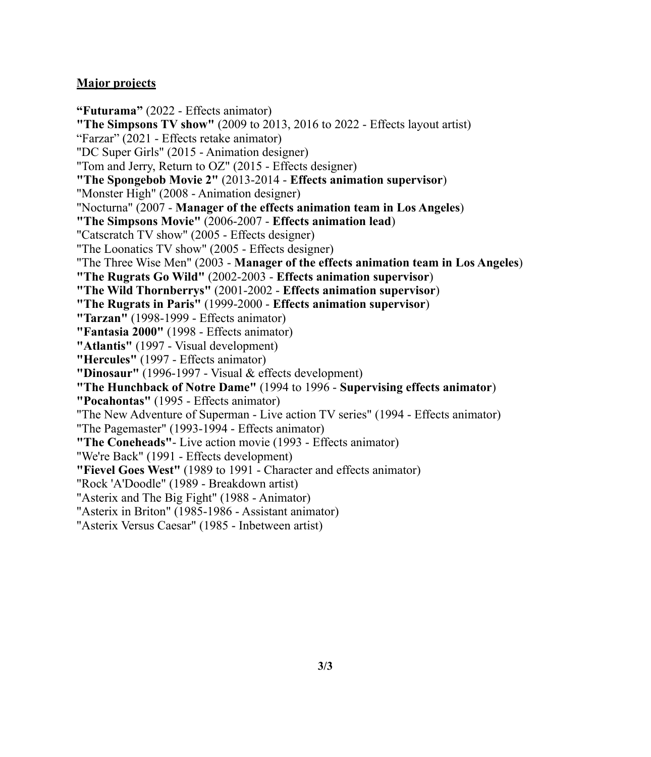**Major projects**

**“Futurama”** (2022 - Effects animator)
**"The Simpsons TV show"** (2009 to 2013, 2016 to 2022 - Effects layout artist)
“Farzar” (2021 - Effects retake animator)
"DC Super Girls" (2015 - Animation designer)
"Tom and Jerry, Return to OZ" (2015 - Effects designer)
**"The Spongebob Movie 2"** (2013-2014 - **Effects animation supervisor**)
"Monster High" (2008 - Animation designer)
"Nocturna" (2007 - **Manager of the effects animation team in Los Angeles**)
**"The Simpsons Movie"** (2006-2007 - **Effects animation lead**)
"Catscratch TV show" (2005 - Effects designer)
"The Loonatics TV show" (2005 - Effects designer)
"The Three Wise Men" (2003 - **Manager of the effects animation team in Los Angeles**)
**"The Rugrats Go Wild"** (2002-2003 - **Effects animation supervisor**)
**"The Wild Thornberrys"** (2001-2002 - **Effects animation supervisor**)
**"The Rugrats in Paris"** (1999-2000 - **Effects animation supervisor**)
**"Tarzan"** (1998-1999 - Effects animator)
**"Fantasia 2000"** (1998 - Effects animator)
**"Atlantis"** (1997 - Visual development)
**"Hercules"** (1997 - Effects animator)
**"Dinosaur"** (1996-1997 - Visual & effects development)
**"The Hunchback of Notre Dame"** (1994 to 1996 - **Supervising effects animator**)
**"Pocahontas"** (1995 - Effects animator)
"The New Adventure of Superman - Live action TV series" (1994 - Effects animator)
"The Pagemaster" (1993-1994 - Effects animator)
**"The Coneheads"**- Live action movie (1993 - Effects animator)
"We're Back" (1991 - Effects development)
**"Fievel Goes West"** (1989 to 1991 - Character and effects animator)
"Rock 'A'Doodle" (1989 - Breakdown artist)
"Asterix and The Big Fight" (1988 - Animator)
"Asterix in Briton" (1985-1986 - Assistant animator)
"Asterix Versus Caesar" (1985 - Inbetween artist)